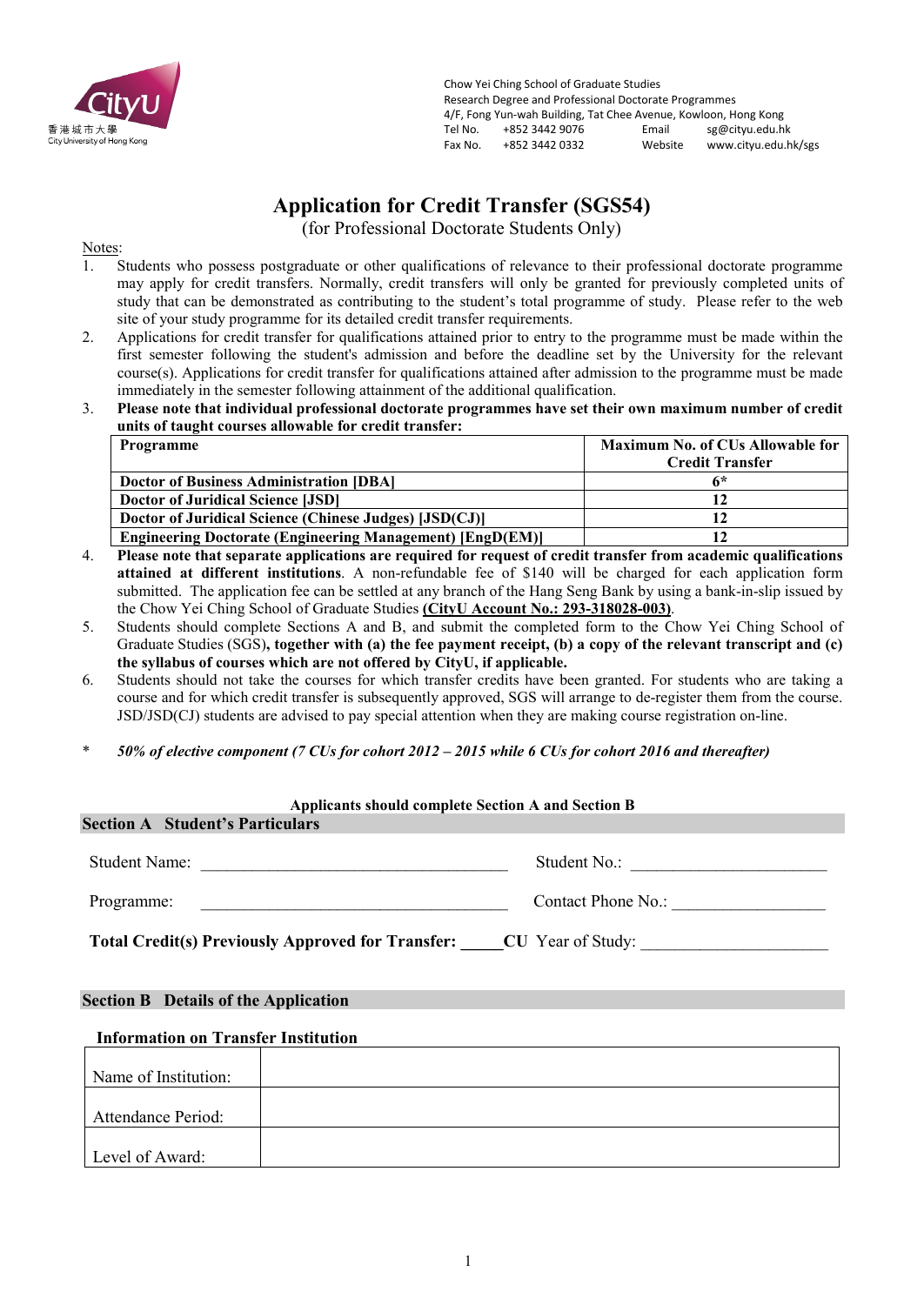香港城市大學
City University of Hong Kong

Chow Yei Ching School of Graduate Studies
Research Degree and Professional Doctorate Programmes
4/F, Fong Yun-wah Building, Tat Chee Avenue, Kowloon, Hong Kong
Tel No. +852 3442 9076 Email sg@cityu.edu.hk
Fax No. +852 3442 0332 Website www.cityu.edu.hk/sgs

# Application for Credit Transfer (SGS54)

(for Professional Doctorate Students Only)

Notes:

1. Students who possess postgraduate or other qualifications of relevance to their professional doctorate programme may apply for credit transfers. Normally, credit transfers will only be granted for previously completed units of study that can be demonstrated as contributing to the student's total programme of study. Please refer to the web site of your study programme for its detailed credit transfer requirements.
2. Applications for credit transfer for qualifications attained prior to entry to the programme must be made within the first semester following the student's admission and before the deadline set by the University for the relevant course(s). Applications for credit transfer for qualifications attained after admission to the programme must be made immediately in the semester following attainment of the additional qualification.
3. **Please note that individual professional doctorate programmes have set their own maximum number of credit units of taught courses allowable for credit transfer:**

| Programme | Maximum No. of CUs Allowable for Credit Transfer |
|---|---|
| **Doctor of Business Administration [DBA]** | **6*** |
| **Doctor of Juridical Science [JSD]** | **12** |
| **Doctor of Juridical Science (Chinese Judges) [JSD(CJ)]** | **12** |
| **Engineering Doctorate (Engineering Management) [EngD(EM)]** | **12** |

4. **Please note that separate applications are required for request of credit transfer from academic qualifications attained at different institutions**. A non-refundable fee of $140 will be charged for each application form submitted. The application fee can be settled at any branch of the Hang Seng Bank by using a bank-in-slip issued by the Chow Yei Ching School of Graduate Studies **(CityU Account No.: 293-318028-003)**.
5. Students should complete Sections A and B, and submit the completed form to the Chow Yei Ching School of Graduate Studies (SGS)**, together with (a) the fee payment receipt, (b) a copy of the relevant transcript and (c) the syllabus of courses which are not offered by CityU, if applicable.**
6. Students should not take the courses for which transfer credits have been granted. For students who are taking a course and for which credit transfer is subsequently approved, SGS will arrange to de-register them from the course. JSD/JSD(CJ) students are advised to pay special attention when they are making course registration on-line.

\* ***50% of elective component (7 CUs for cohort 2012 – 2015 while 6 CUs for cohort 2016 and thereafter)***

**Applicants should complete Section A and Section B**

## Section A Student's Particulars

Student Name: ____________________________________ Student No.: _______________________

Programme: ____________________________________ Contact Phone No.: __________________

**Total Credit(s) Previously Approved for Transfer: _____CU** Year of Study: ______________________

## Section B Details of the Application

**Information on Transfer Institution**

| | |
|---|---|
| Name of Institution: | |
| Attendance Period: | |
| Level of Award: | |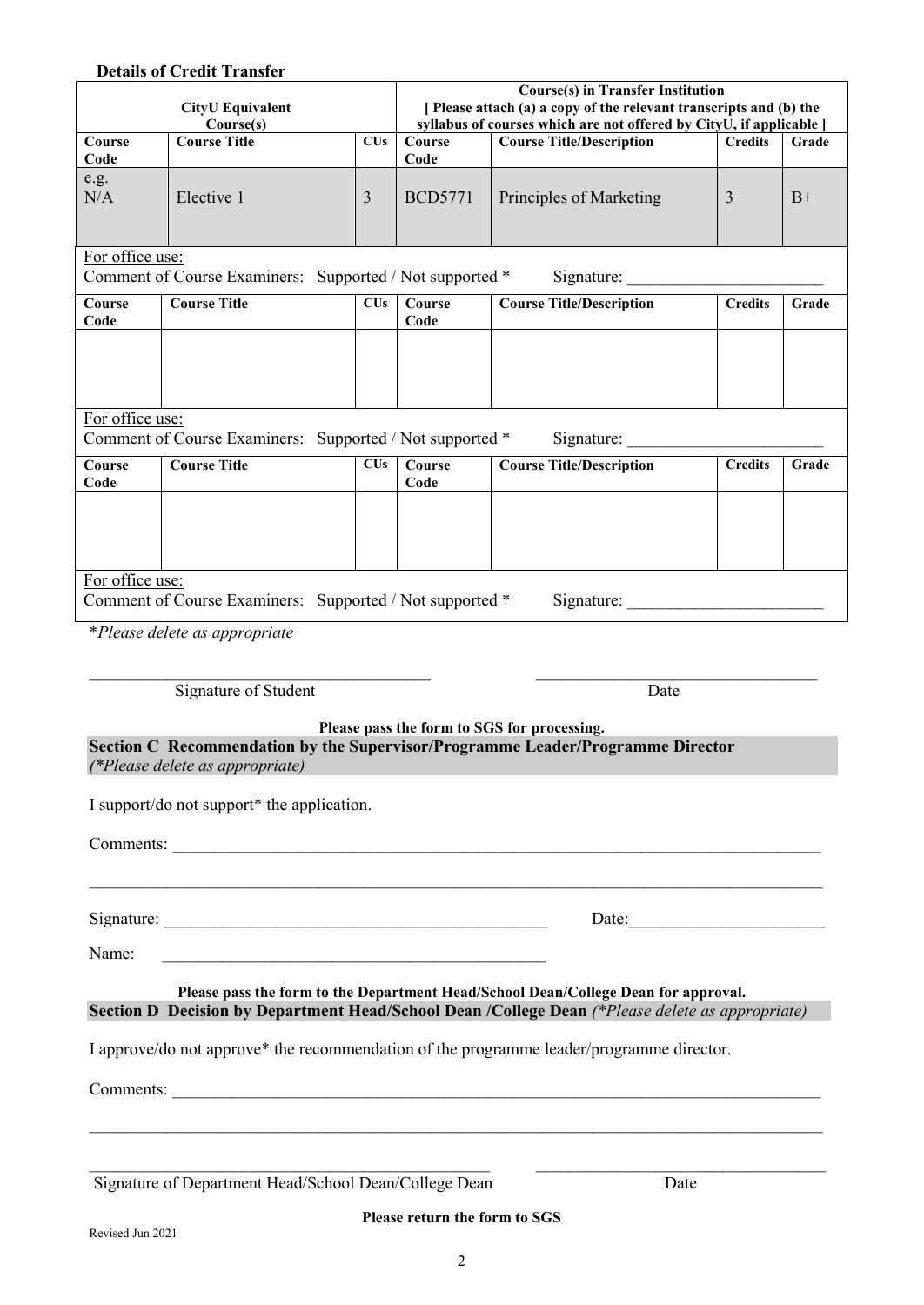**Details of Credit Transfer**

| CityU Equivalent Course(s) | | | Course(s) in Transfer Institution [ Please attach (a) a copy of the relevant transcripts and (b) the syllabus of courses which are not offered by CityU, if applicable ] | | | |
|---|---|---|---|---|---|---|
| **Course Code** | **Course Title** | **CUs** | **Course Code** | **Course Title/Description** | **Credits** | **Grade** |
| e.g. N/A | Elective 1 | 3 | BCD5771 | Principles of Marketing | 3 | B+ |
| For office use: Comment of Course Examiners: Supported / Not supported * Signature: _______________ | | | | | | |
| **Course Code** | **Course Title** | **CUs** | **Course Code** | **Course Title/Description** | **Credits** | **Grade** |
| | | | | | | |
| For office use: Comment of Course Examiners: Supported / Not supported * Signature: _______________ | | | | | | |
| **Course Code** | **Course Title** | **CUs** | **Course Code** | **Course Title/Description** | **Credits** | **Grade** |
| | | | | | | |
| For office use: Comment of Course Examiners: Supported / Not supported * Signature: _______________ | | | | | | |

*\*Please delete as appropriate*

_______________________________ _______________________________

Signature of Student Date

**Please pass the form to SGS for processing.**

## Section C Recommendation by the Supervisor/Programme Leader/Programme Director

*(\*Please delete as appropriate)*

I support/do not support* the application.

Comments: ________________________________________________________________

__________________________________________________________________________

Signature: ___________________________________ Date:_____________________

Name: ___________________________________

**Please pass the form to the Department Head/School Dean/College Dean for approval.**

## Section D Decision by Department Head/School Dean /College Dean *(\*Please delete as appropriate)*

I approve/do not approve* the recommendation of the programme leader/programme director.

Comments: ________________________________________________________________

__________________________________________________________________________

_______________________________ _______________________________

Signature of Department Head/School Dean/College Dean Date

**Please return the form to SGS**

Revised Jun 2021